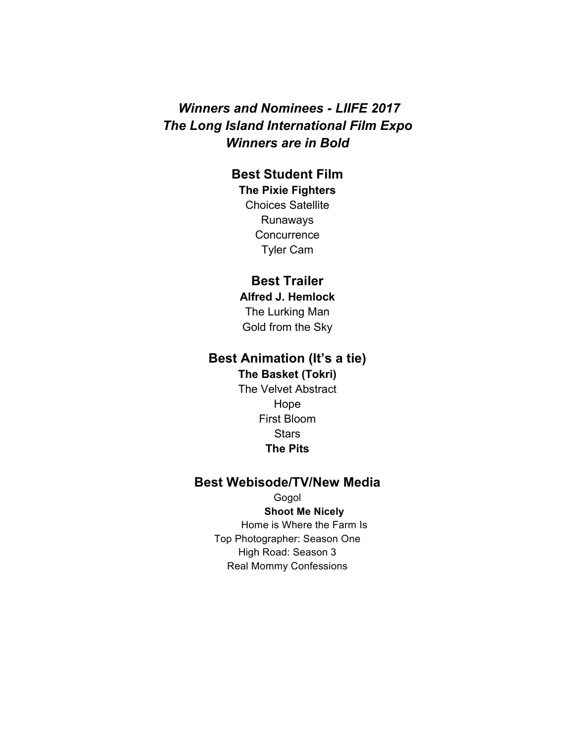# *Winners and Nominees - LIIFE 2017*
# *The Long Island International Film Expo*
# *Winners are in Bold*

## Best Student Film

**The Pixie Fighters**

Choices Satellite

Runaways

Concurrence

Tyler Cam

## Best Trailer

**Alfred J. Hemlock**

The Lurking Man

Gold from the Sky

## Best Animation (It's a tie)

**The Basket (Tokri)**

The Velvet Abstract

Hope

First Bloom

Stars

**The Pits**

## Best Webisode/TV/New Media

Gogol

**Shoot Me Nicely**

Home is Where the Farm Is

Top Photographer: Season One

High Road: Season 3

Real Mommy Confessions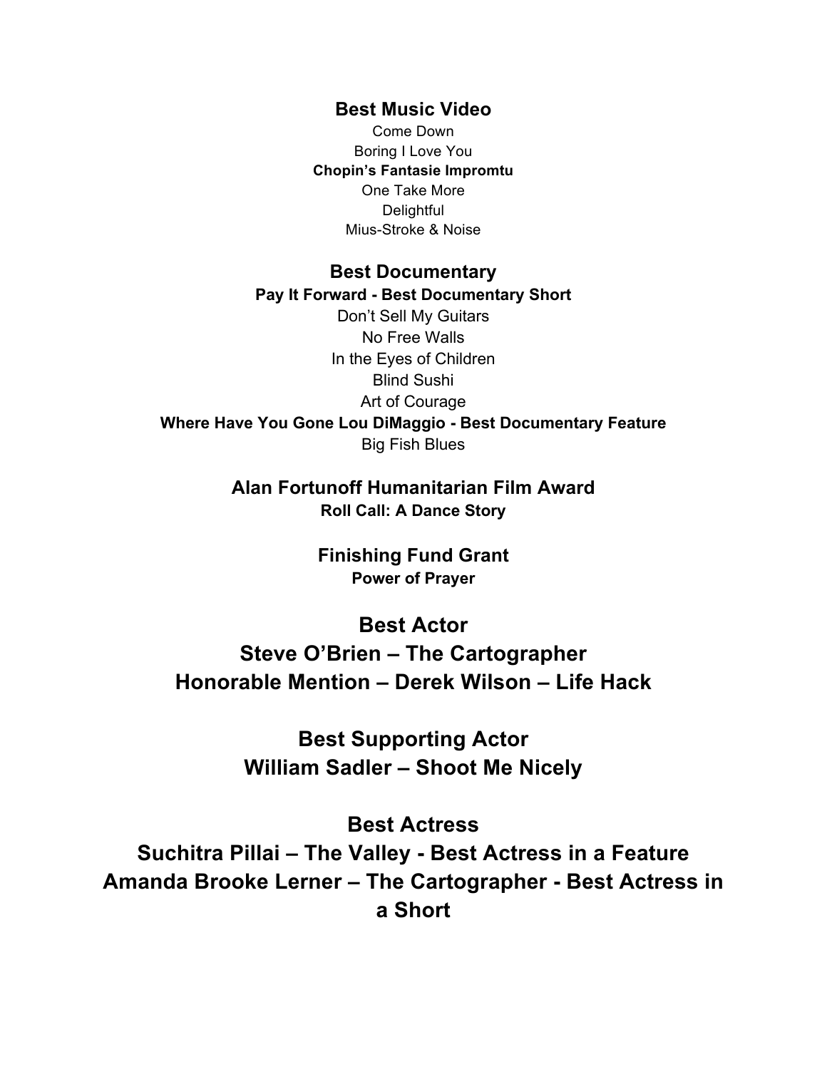### Best Music Video

Come Down
Boring I Love You
**Chopin's Fantasie Impromtu**
One Take More
Delightful
Mius-Stroke & Noise

### Best Documentary

**Pay It Forward - Best Documentary Short**
Don't Sell My Guitars
No Free Walls
In the Eyes of Children
Blind Sushi
Art of Courage
**Where Have You Gone Lou DiMaggio - Best Documentary Feature**
Big Fish Blues

### Alan Fortunoff Humanitarian Film Award

**Roll Call: A Dance Story**

### Finishing Fund Grant

**Power of Prayer**

## Best Actor

## Steve O'Brien – The Cartographer

## Honorable Mention – Derek Wilson – Life Hack

## Best Supporting Actor

## William Sadler – Shoot Me Nicely

## Best Actress

## Suchitra Pillai – The Valley - Best Actress in a Feature

## Amanda Brooke Lerner – The Cartographer - Best Actress in a Short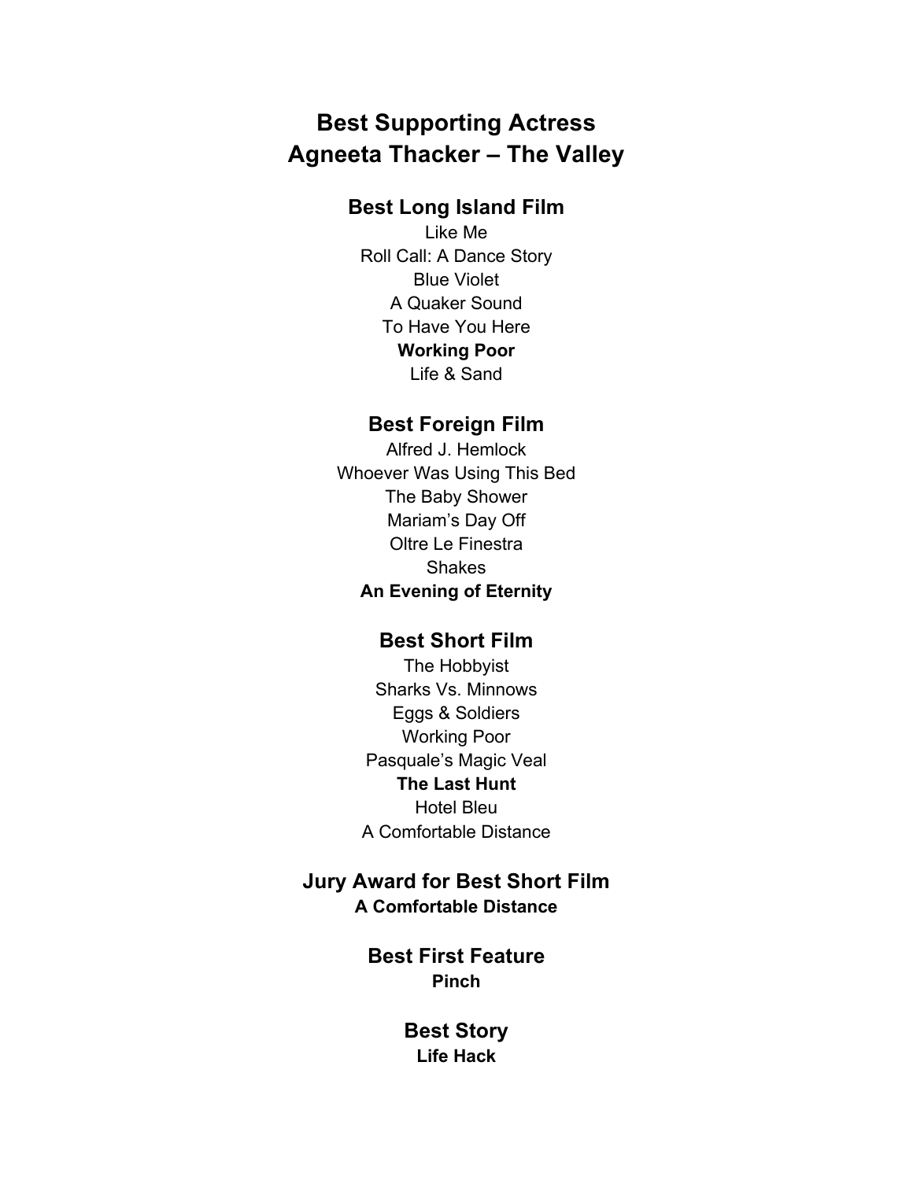## Best Supporting Actress
## Agneeta Thacker – The Valley

### Best Long Island Film

Like Me
Roll Call: A Dance Story
Blue Violet
A Quaker Sound
To Have You Here
**Working Poor**
Life & Sand

### Best Foreign Film

Alfred J. Hemlock
Whoever Was Using This Bed
The Baby Shower
Mariam's Day Off
Oltre Le Finestra
Shakes
**An Evening of Eternity**

### Best Short Film

The Hobbyist
Sharks Vs. Minnows
Eggs & Soldiers
Working Poor
Pasquale's Magic Veal
**The Last Hunt**
Hotel Bleu
A Comfortable Distance

### Jury Award for Best Short Film

**A Comfortable Distance**

### Best First Feature

**Pinch**

### Best Story

**Life Hack**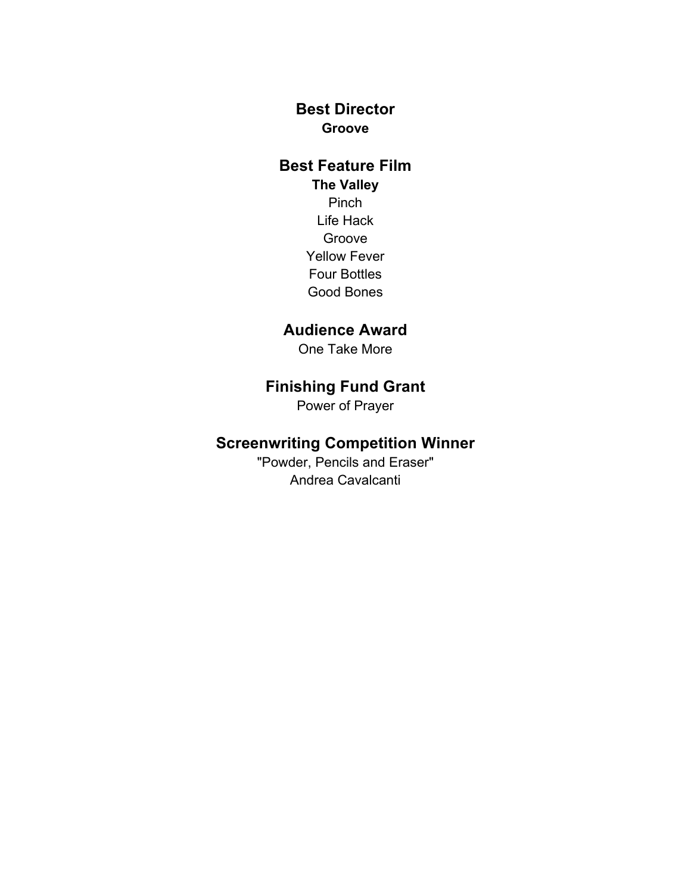## Best Director

**Groove**

## Best Feature Film

**The Valley**

Pinch

Life Hack

Groove

Yellow Fever

Four Bottles

Good Bones

## Audience Award

One Take More

## Finishing Fund Grant

Power of Prayer

## Screenwriting Competition Winner

"Powder, Pencils and Eraser"

Andrea Cavalcanti